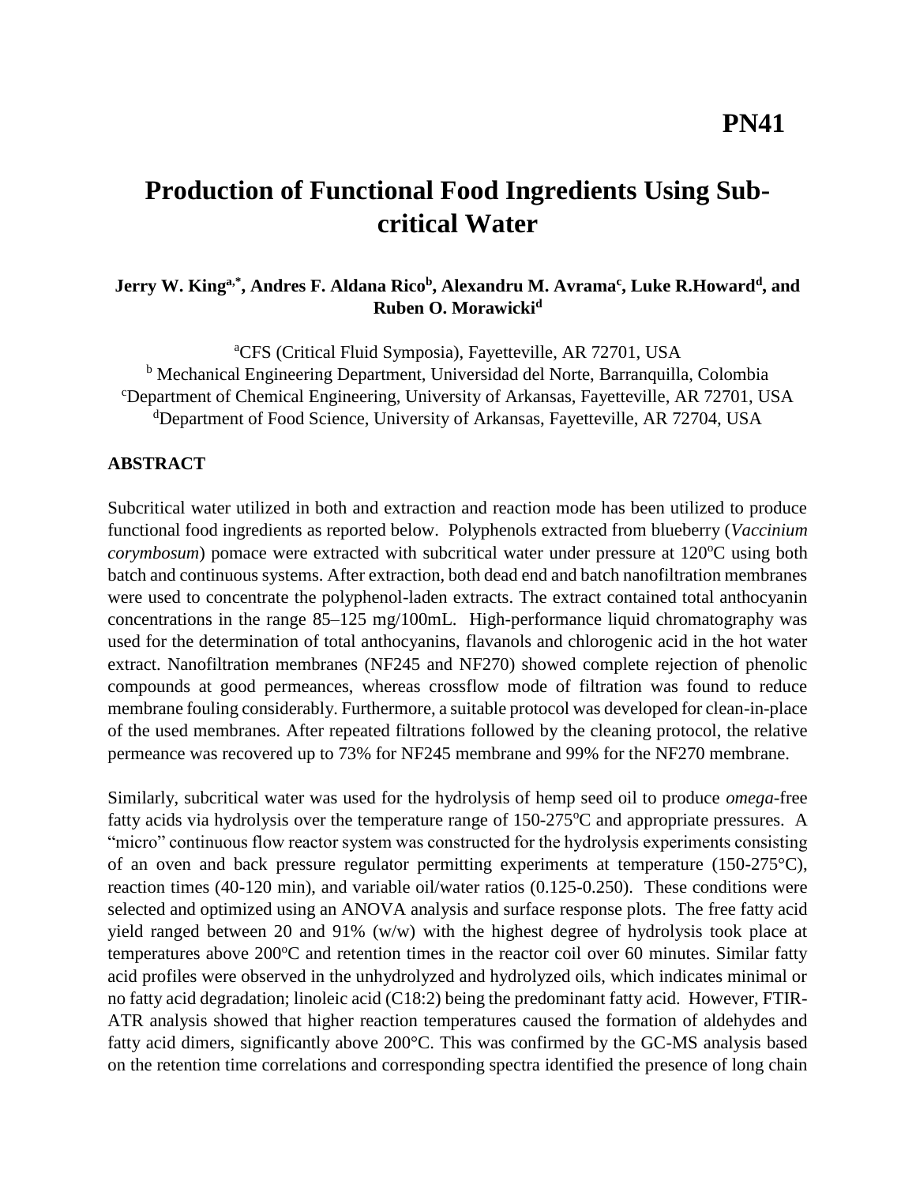# PN41

# Production of Functional Food Ingredients Using Sub-critical Water

**Jerry W. King[a,*], Andres F. Aldana Rico[b], Alexandru M. Avrama[c], Luke R.Howard[d], and Ruben O. Morawicki[d]**

[a]CFS (Critical Fluid Symposia), Fayetteville, AR 72701, USA
[b] Mechanical Engineering Department, Universidad del Norte, Barranquilla, Colombia
[c]Department of Chemical Engineering, University of Arkansas, Fayetteville, AR 72701, USA
[d]Department of Food Science, University of Arkansas, Fayetteville, AR 72704, USA

## ABSTRACT

Subcritical water utilized in both and extraction and reaction mode has been utilized to produce functional food ingredients as reported below. Polyphenols extracted from blueberry (*Vaccinium corymbosum*) pomace were extracted with subcritical water under pressure at 120°C using both batch and continuous systems. After extraction, both dead end and batch nanofiltration membranes were used to concentrate the polyphenol-laden extracts. The extract contained total anthocyanin concentrations in the range 85–125 mg/100mL. High-performance liquid chromatography was used for the determination of total anthocyanins, flavanols and chlorogenic acid in the hot water extract. Nanofiltration membranes (NF245 and NF270) showed complete rejection of phenolic compounds at good permeances, whereas crossflow mode of filtration was found to reduce membrane fouling considerably. Furthermore, a suitable protocol was developed for clean-in-place of the used membranes. After repeated filtrations followed by the cleaning protocol, the relative permeance was recovered up to 73% for NF245 membrane and 99% for the NF270 membrane.

Similarly, subcritical water was used for the hydrolysis of hemp seed oil to produce *omega*-free fatty acids via hydrolysis over the temperature range of 150-275°C and appropriate pressures. A "micro" continuous flow reactor system was constructed for the hydrolysis experiments consisting of an oven and back pressure regulator permitting experiments at temperature (150-275°C), reaction times (40-120 min), and variable oil/water ratios (0.125-0.250). These conditions were selected and optimized using an ANOVA analysis and surface response plots. The free fatty acid yield ranged between 20 and 91% (w/w) with the highest degree of hydrolysis took place at temperatures above 200°C and retention times in the reactor coil over 60 minutes. Similar fatty acid profiles were observed in the unhydrolyzed and hydrolyzed oils, which indicates minimal or no fatty acid degradation; linoleic acid (C18:2) being the predominant fatty acid. However, FTIR-ATR analysis showed that higher reaction temperatures caused the formation of aldehydes and fatty acid dimers, significantly above 200°C. This was confirmed by the GC-MS analysis based on the retention time correlations and corresponding spectra identified the presence of long chain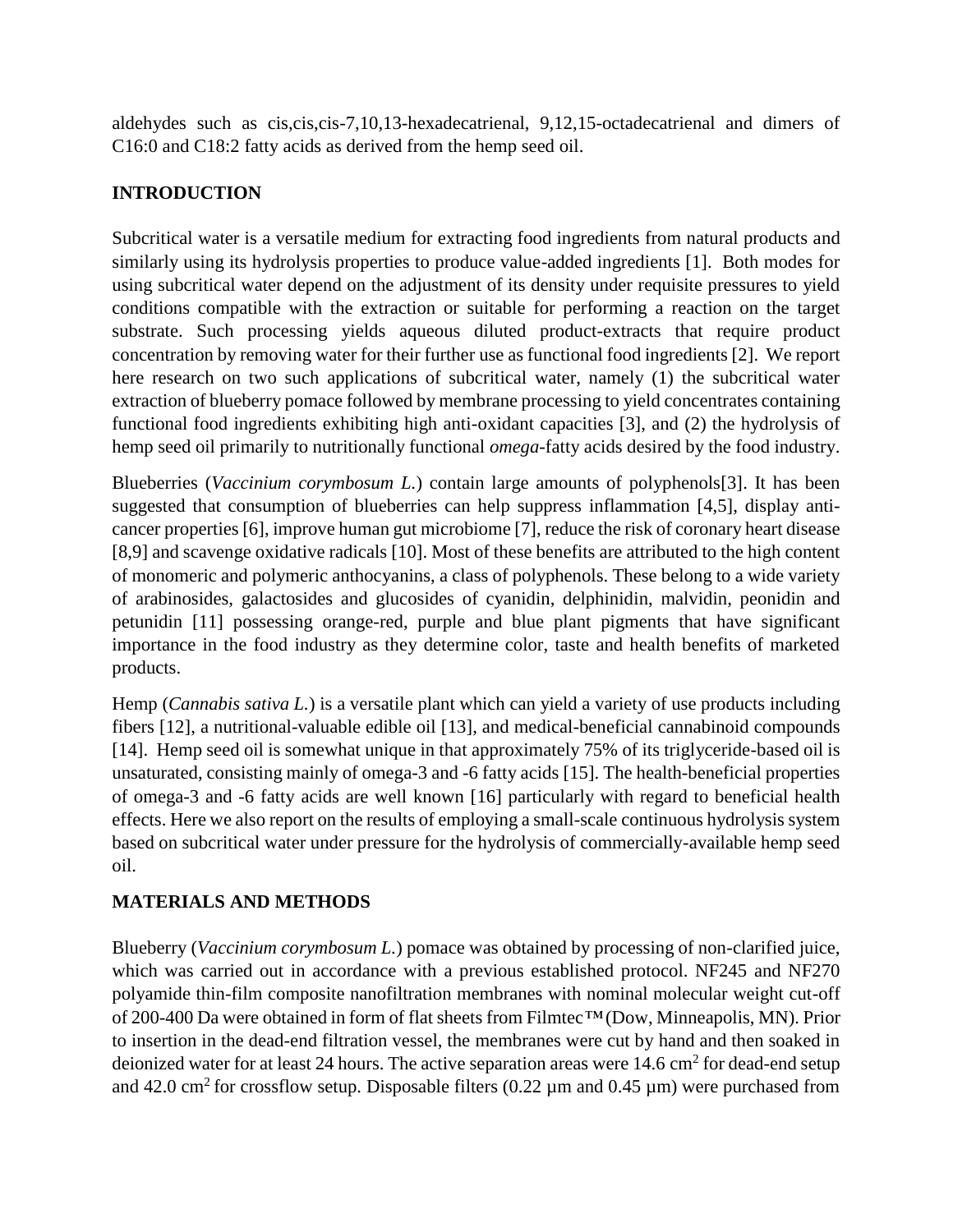aldehydes such as cis,cis,cis-7,10,13-hexadecatrienal, 9,12,15-octadecatrienal and dimers of C16:0 and C18:2 fatty acids as derived from the hemp seed oil.

## INTRODUCTION

Subcritical water is a versatile medium for extracting food ingredients from natural products and similarly using its hydrolysis properties to produce value-added ingredients [1]. Both modes for using subcritical water depend on the adjustment of its density under requisite pressures to yield conditions compatible with the extraction or suitable for performing a reaction on the target substrate. Such processing yields aqueous diluted product-extracts that require product concentration by removing water for their further use as functional food ingredients [2]. We report here research on two such applications of subcritical water, namely (1) the subcritical water extraction of blueberry pomace followed by membrane processing to yield concentrates containing functional food ingredients exhibiting high anti-oxidant capacities [3], and (2) the hydrolysis of hemp seed oil primarily to nutritionally functional *omega*-fatty acids desired by the food industry.

Blueberries (*Vaccinium corymbosum L.*) contain large amounts of polyphenols[3]. It has been suggested that consumption of blueberries can help suppress inflammation [4,5], display anti-cancer properties [6], improve human gut microbiome [7], reduce the risk of coronary heart disease [8,9] and scavenge oxidative radicals [10]. Most of these benefits are attributed to the high content of monomeric and polymeric anthocyanins, a class of polyphenols. These belong to a wide variety of arabinosides, galactosides and glucosides of cyanidin, delphinidin, malvidin, peonidin and petunidin [11] possessing orange-red, purple and blue plant pigments that have significant importance in the food industry as they determine color, taste and health benefits of marketed products.

Hemp (*Cannabis sativa L.*) is a versatile plant which can yield a variety of use products including fibers [12], a nutritional-valuable edible oil [13], and medical-beneficial cannabinoid compounds [14]. Hemp seed oil is somewhat unique in that approximately 75% of its triglyceride-based oil is unsaturated, consisting mainly of omega-3 and -6 fatty acids [15]. The health-beneficial properties of omega-3 and -6 fatty acids are well known [16] particularly with regard to beneficial health effects. Here we also report on the results of employing a small-scale continuous hydrolysis system based on subcritical water under pressure for the hydrolysis of commercially-available hemp seed oil.

## MATERIALS AND METHODS

Blueberry (*Vaccinium corymbosum L.*) pomace was obtained by processing of non-clarified juice, which was carried out in accordance with a previous established protocol. NF245 and NF270 polyamide thin-film composite nanofiltration membranes with nominal molecular weight cut-off of 200-400 Da were obtained in form of flat sheets from Filmtec™ (Dow, Minneapolis, MN). Prior to insertion in the dead-end filtration vessel, the membranes were cut by hand and then soaked in deionized water for at least 24 hours. The active separation areas were 14.6 $cm^2$ for dead-end setup and 42.0 $cm^2$ for crossflow setup. Disposable filters (0.22 µm and 0.45 µm) were purchased from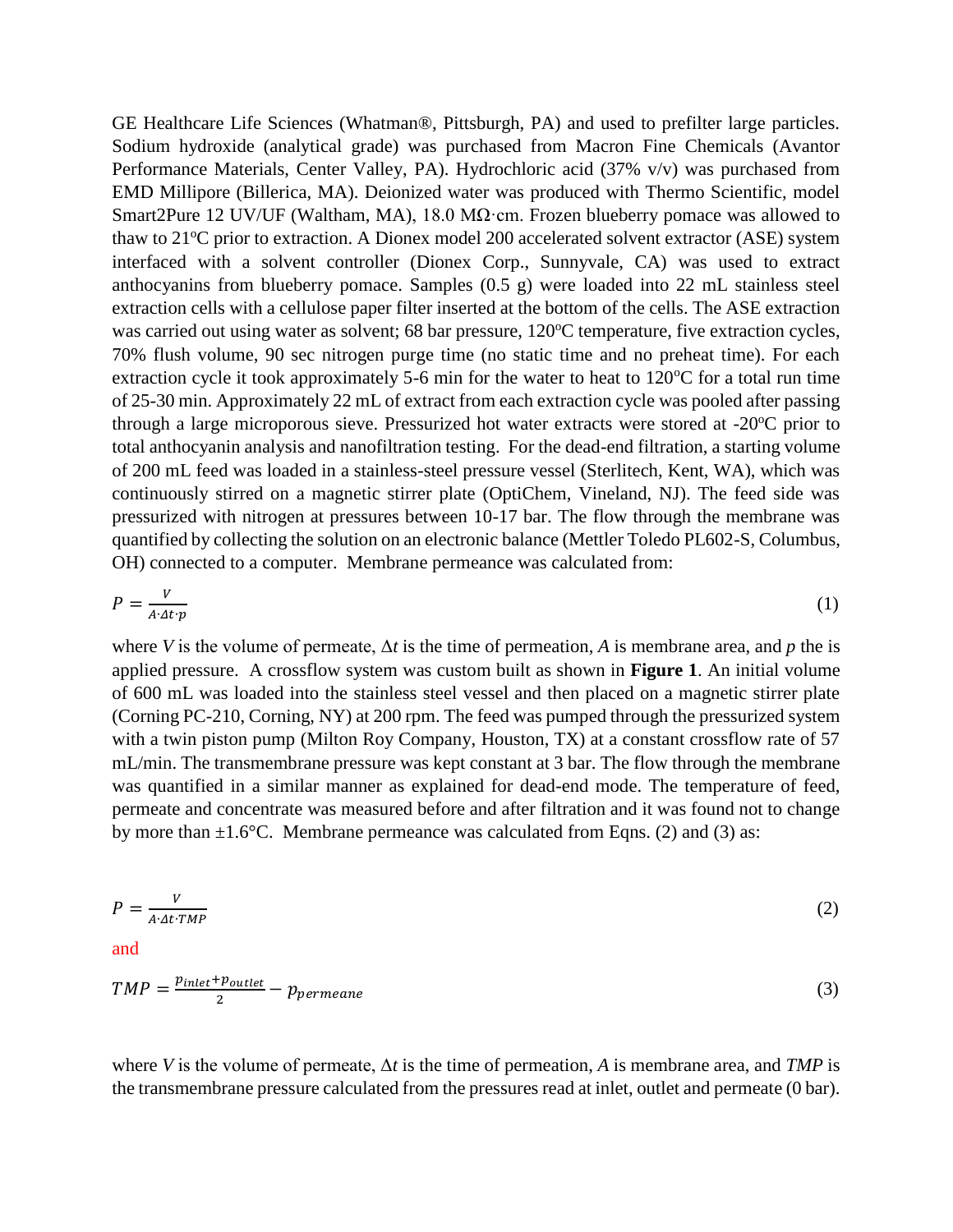GE Healthcare Life Sciences (Whatman®, Pittsburgh, PA) and used to prefilter large particles. Sodium hydroxide (analytical grade) was purchased from Macron Fine Chemicals (Avantor Performance Materials, Center Valley, PA). Hydrochloric acid (37% v/v) was purchased from EMD Millipore (Billerica, MA). Deionized water was produced with Thermo Scientific, model Smart2Pure 12 UV/UF (Waltham, MA), 18.0 MΩ·cm. Frozen blueberry pomace was allowed to thaw to 21°C prior to extraction. A Dionex model 200 accelerated solvent extractor (ASE) system interfaced with a solvent controller (Dionex Corp., Sunnyvale, CA) was used to extract anthocyanins from blueberry pomace. Samples (0.5 g) were loaded into 22 mL stainless steel extraction cells with a cellulose paper filter inserted at the bottom of the cells. The ASE extraction was carried out using water as solvent; 68 bar pressure, 120°C temperature, five extraction cycles, 70% flush volume, 90 sec nitrogen purge time (no static time and no preheat time). For each extraction cycle it took approximately 5-6 min for the water to heat to 120°C for a total run time of 25-30 min. Approximately 22 mL of extract from each extraction cycle was pooled after passing through a large microporous sieve. Pressurized hot water extracts were stored at -20°C prior to total anthocyanin analysis and nanofiltration testing. For the dead-end filtration, a starting volume of 200 mL feed was loaded in a stainless-steel pressure vessel (Sterlitech, Kent, WA), which was continuously stirred on a magnetic stirrer plate (OptiChem, Vineland, NJ). The feed side was pressurized with nitrogen at pressures between 10-17 bar. The flow through the membrane was quantified by collecting the solution on an electronic balance (Mettler Toledo PL602-S, Columbus, OH) connected to a computer. Membrane permeance was calculated from:

$$P = \frac{V}{A \cdot \Delta t \cdot p} \tag{1}$$

where $V$ is the volume of permeate, $\Delta t$ is the time of permeation, $A$ is membrane area, and $p$ the is applied pressure. A crossflow system was custom built as shown in **Figure 1**. An initial volume of 600 mL was loaded into the stainless steel vessel and then placed on a magnetic stirrer plate (Corning PC-210, Corning, NY) at 200 rpm. The feed was pumped through the pressurized system with a twin piston pump (Milton Roy Company, Houston, TX) at a constant crossflow rate of 57 mL/min. The transmembrane pressure was kept constant at 3 bar. The flow through the membrane was quantified in a similar manner as explained for dead-end mode. The temperature of feed, permeate and concentrate was measured before and after filtration and it was found not to change by more than ±1.6°C. Membrane permeance was calculated from Eqns. (2) and (3) as:

$$P = \frac{V}{A \cdot \Delta t \cdot TMP} \tag{2}$$

and

$$TMP = \frac{p_{inlet} + p_{outlet}}{2} - p_{permeane} \tag{3}$$

where $V$ is the volume of permeate, $\Delta t$ is the time of permeation, $A$ is membrane area, and $TMP$ is the transmembrane pressure calculated from the pressures read at inlet, outlet and permeate (0 bar).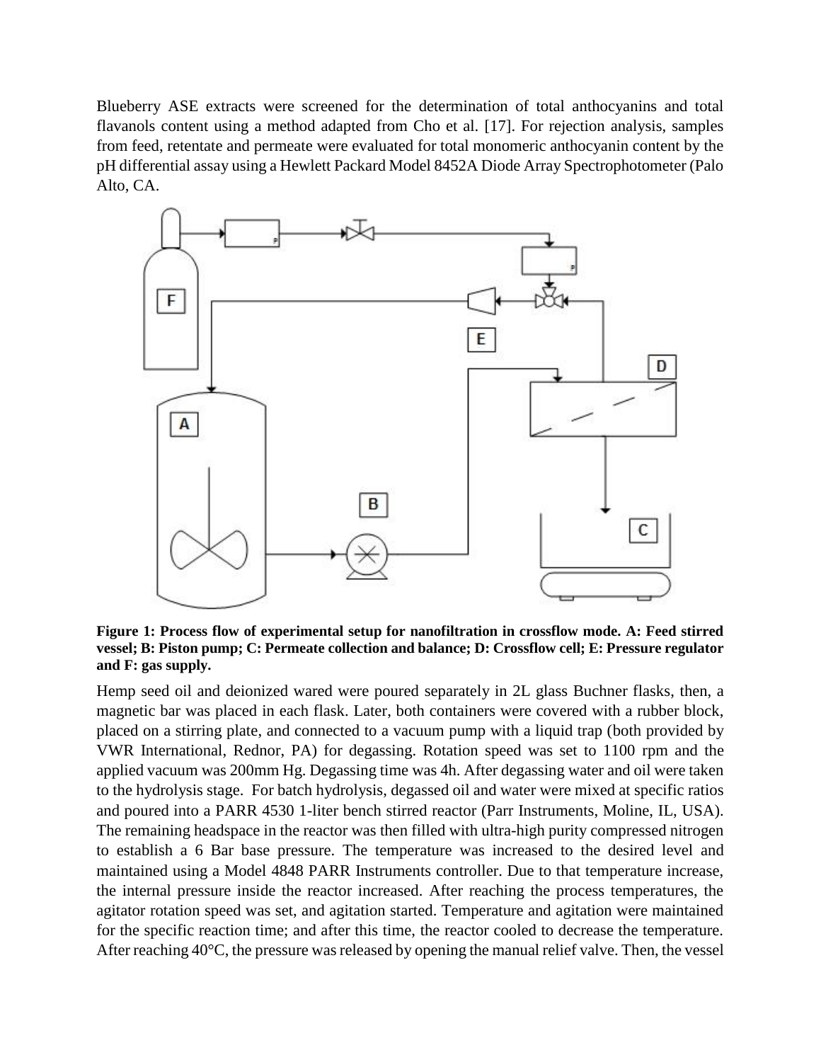Blueberry ASE extracts were screened for the determination of total anthocyanins and total flavanols content using a method adapted from Cho et al. [17]. For rejection analysis, samples from feed, retentate and permeate were evaluated for total monomeric anthocyanin content by the pH differential assay using a Hewlett Packard Model 8452A Diode Array Spectrophotometer (Palo Alto, CA.

**Figure 1: Process flow of experimental setup for nanofiltration in crossflow mode. A: Feed stirred vessel; B: Piston pump; C: Permeate collection and balance; D: Crossflow cell; E: Pressure regulator and F: gas supply.**

Hemp seed oil and deionized wared were poured separately in 2L glass Buchner flasks, then, a magnetic bar was placed in each flask. Later, both containers were covered with a rubber block, placed on a stirring plate, and connected to a vacuum pump with a liquid trap (both provided by VWR International, Rednor, PA) for degassing. Rotation speed was set to 1100 rpm and the applied vacuum was 200mm Hg. Degassing time was 4h. After degassing water and oil were taken to the hydrolysis stage. For batch hydrolysis, degassed oil and water were mixed at specific ratios and poured into a PARR 4530 1-liter bench stirred reactor (Parr Instruments, Moline, IL, USA). The remaining headspace in the reactor was then filled with ultra-high purity compressed nitrogen to establish a 6 Bar base pressure. The temperature was increased to the desired level and maintained using a Model 4848 PARR Instruments controller. Due to that temperature increase, the internal pressure inside the reactor increased. After reaching the process temperatures, the agitator rotation speed was set, and agitation started. Temperature and agitation were maintained for the specific reaction time; and after this time, the reactor cooled to decrease the temperature. After reaching 40°C, the pressure was released by opening the manual relief valve. Then, the vessel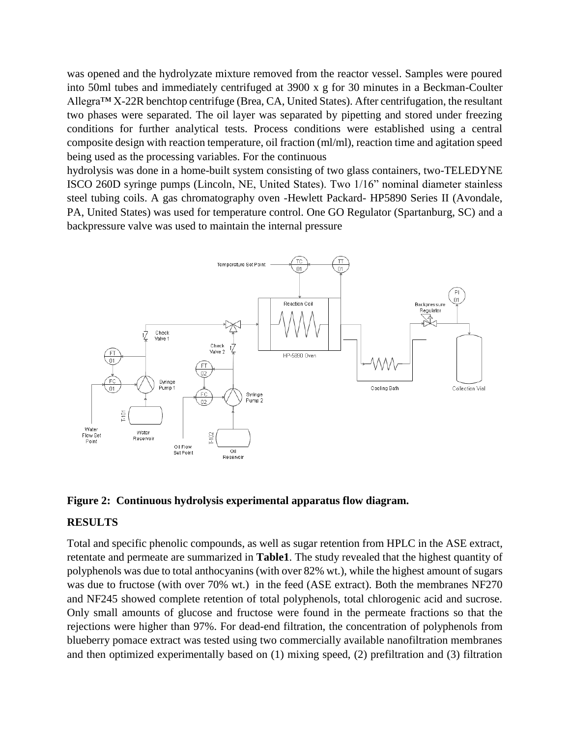was opened and the hydrolyzate mixture removed from the reactor vessel. Samples were poured into 50ml tubes and immediately centrifuged at 3900 x g for 30 minutes in a Beckman-Coulter Allegra™ X-22R benchtop centrifuge (Brea, CA, United States). After centrifugation, the resultant two phases were separated. The oil layer was separated by pipetting and stored under freezing conditions for further analytical tests. Process conditions were established using a central composite design with reaction temperature, oil fraction (ml/ml), reaction time and agitation speed being used as the processing variables. For the continuous
hydrolysis was done in a home-built system consisting of two glass containers, two-TELEDYNE ISCO 260D syringe pumps (Lincoln, NE, United States). Two 1/16" nominal diameter stainless steel tubing coils. A gas chromatography oven -Hewlett Packard- HP5890 Series II (Avondale, PA, United States) was used for temperature control. One GO Regulator (Spartanburg, SC) and a backpressure valve was used to maintain the internal pressure

**Figure 2: Continuous hydrolysis experimental apparatus flow diagram.**

## RESULTS

Total and specific phenolic compounds, as well as sugar retention from HPLC in the ASE extract, retentate and permeate are summarized in **Table1**. The study revealed that the highest quantity of polyphenols was due to total anthocyanins (with over 82% wt.), while the highest amount of sugars was due to fructose (with over 70% wt.) in the feed (ASE extract). Both the membranes NF270 and NF245 showed complete retention of total polyphenols, total chlorogenic acid and sucrose. Only small amounts of glucose and fructose were found in the permeate fractions so that the rejections were higher than 97%. For dead-end filtration, the concentration of polyphenols from blueberry pomace extract was tested using two commercially available nanofiltration membranes and then optimized experimentally based on (1) mixing speed, (2) prefiltration and (3) filtration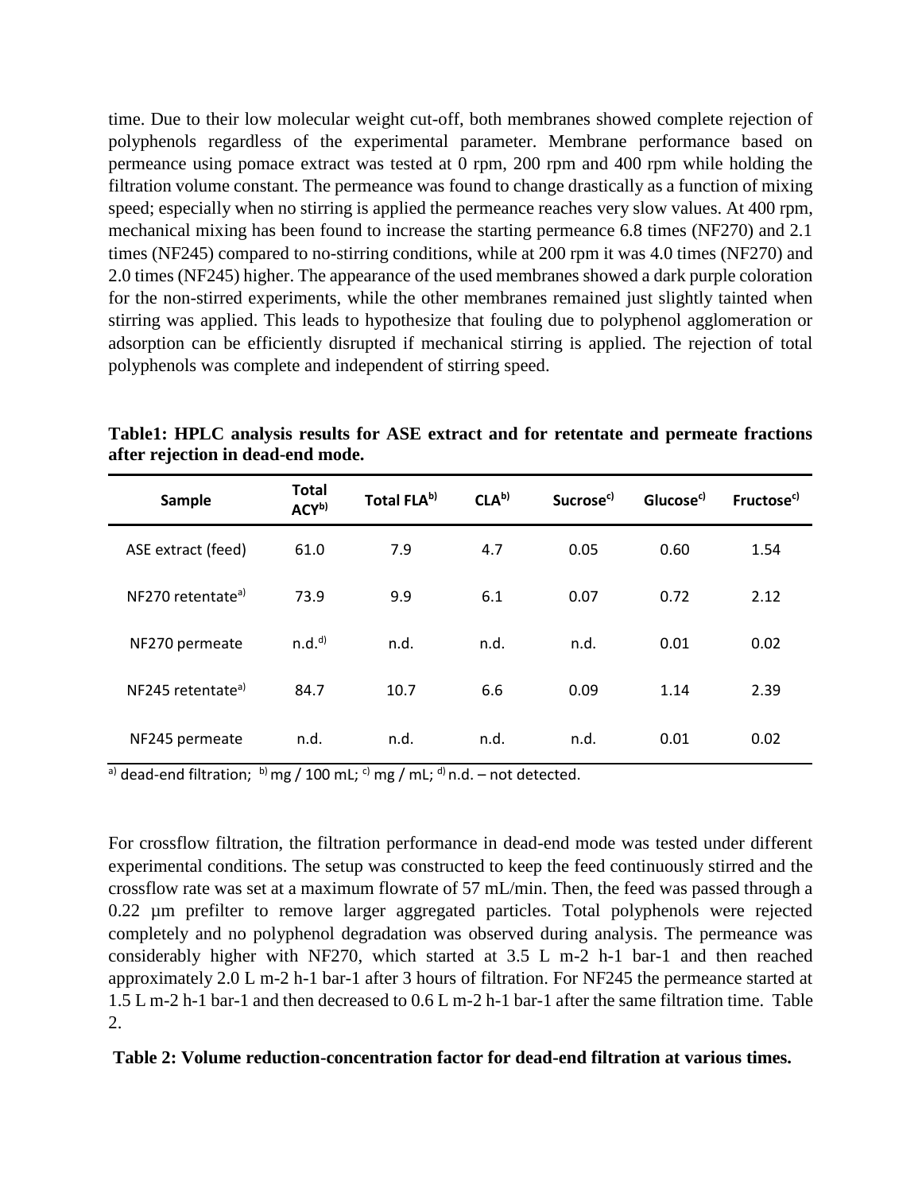time. Due to their low molecular weight cut-off, both membranes showed complete rejection of polyphenols regardless of the experimental parameter. Membrane performance based on permeance using pomace extract was tested at 0 rpm, 200 rpm and 400 rpm while holding the filtration volume constant. The permeance was found to change drastically as a function of mixing speed; especially when no stirring is applied the permeance reaches very slow values. At 400 rpm, mechanical mixing has been found to increase the starting permeance 6.8 times (NF270) and 2.1 times (NF245) compared to no-stirring conditions, while at 200 rpm it was 4.0 times (NF270) and 2.0 times (NF245) higher. The appearance of the used membranes showed a dark purple coloration for the non-stirred experiments, while the other membranes remained just slightly tainted when stirring was applied. This leads to hypothesize that fouling due to polyphenol agglomeration or adsorption can be efficiently disrupted if mechanical stirring is applied. The rejection of total polyphenols was complete and independent of stirring speed.

**Table1: HPLC analysis results for ASE extract and for retentate and permeate fractions after rejection in dead-end mode.**

| Sample | Total ACY[b)] | Total FLA[b)] | CLA[b)] | Sucrose[c)] | Glucose[c)] | Fructose[c)] |
|---|---|---|---|---|---|---|
| ASE extract (feed) | 61.0 | 7.9 | 4.7 | 0.05 | 0.60 | 1.54 |
| NF270 retentate[a)] | 73.9 | 9.9 | 6.1 | 0.07 | 0.72 | 2.12 |
| NF270 permeate | n.d.[d)] | n.d. | n.d. | n.d. | 0.01 | 0.02 |
| NF245 retentate[a)] | 84.7 | 10.7 | 6.6 | 0.09 | 1.14 | 2.39 |
| NF245 permeate | n.d. | n.d. | n.d. | n.d. | 0.01 | 0.02 |

[a)] dead-end filtration; [b)] mg / 100 mL; [c)] mg / mL; [d)] n.d. – not detected.

For crossflow filtration, the filtration performance in dead-end mode was tested under different experimental conditions. The setup was constructed to keep the feed continuously stirred and the crossflow rate was set at a maximum flowrate of 57 mL/min. Then, the feed was passed through a 0.22 µm prefilter to remove larger aggregated particles. Total polyphenols were rejected completely and no polyphenol degradation was observed during analysis. The permeance was considerably higher with NF270, which started at 3.5 L m-2 h-1 bar-1 and then reached approximately 2.0 L m-2 h-1 bar-1 after 3 hours of filtration. For NF245 the permeance started at 1.5 L m-2 h-1 bar-1 and then decreased to 0.6 L m-2 h-1 bar-1 after the same filtration time. Table 2.

**Table 2: Volume reduction-concentration factor for dead-end filtration at various times.**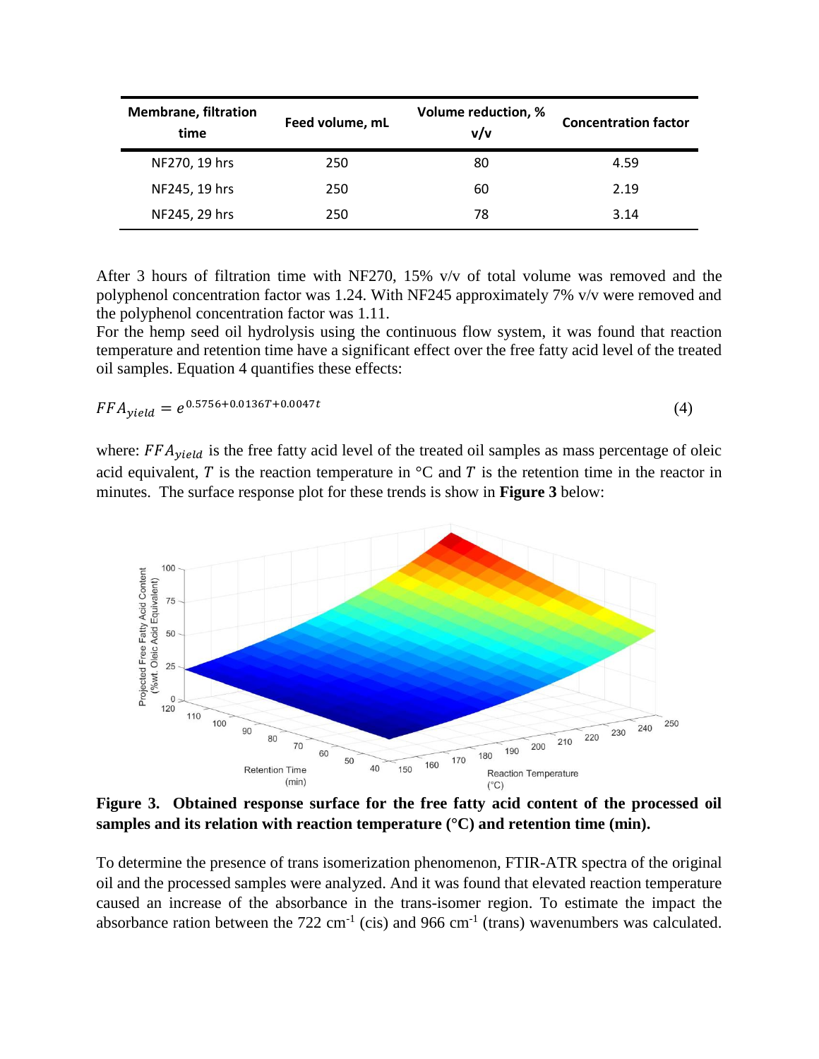| Membrane, filtration time | Feed volume, mL | Volume reduction, % v/v | Concentration factor |
| --- | --- | --- | --- |
| NF270, 19 hrs | 250 | 80 | 4.59 |
| NF245, 19 hrs | 250 | 60 | 2.19 |
| NF245, 29 hrs | 250 | 78 | 3.14 |

After 3 hours of filtration time with NF270, 15% v/v of total volume was removed and the polyphenol concentration factor was 1.24. With NF245 approximately 7% v/v were removed and the polyphenol concentration factor was 1.11.

For the hemp seed oil hydrolysis using the continuous flow system, it was found that reaction temperature and retention time have a significant effect over the free fatty acid level of the treated oil samples. Equation 4 quantifies these effects:

$$FFA_{yield} = e^{0.5756+0.0136T+0.0047t} \tag{4}$$

where: $FFA_{yield}$ is the free fatty acid level of the treated oil samples as mass percentage of oleic acid equivalent, $T$ is the reaction temperature in °C and $T$ is the retention time in the reactor in minutes. The surface response plot for these trends is show in **Figure 3** below:

**Figure 3. Obtained response surface for the free fatty acid content of the processed oil samples and its relation with reaction temperature (°C) and retention time (min).**

To determine the presence of trans isomerization phenomenon, FTIR-ATR spectra of the original oil and the processed samples were analyzed. And it was found that elevated reaction temperature caused an increase of the absorbance in the trans-isomer region. To estimate the impact the absorbance ration between the 722 cm$^{-1}$ (cis) and 966 cm$^{-1}$ (trans) wavenumbers was calculated.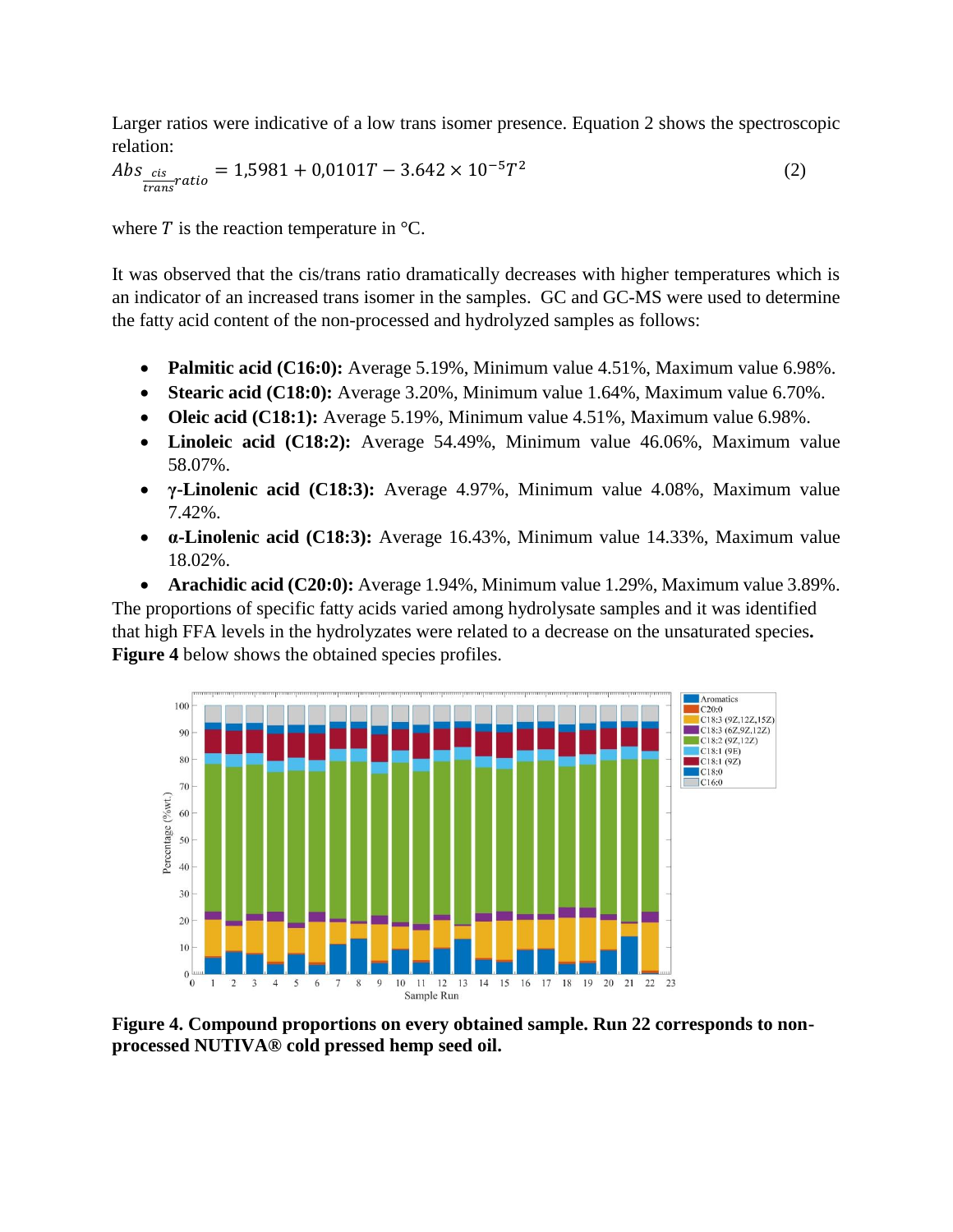Larger ratios were indicative of a low trans isomer presence. Equation 2 shows the spectroscopic relation:

$$Abs_{\frac{cis}{trans}ratio} = 1{,}5981 + 0{,}0101T - 3.642 \times 10^{-5}T^2 \quad (2)$$

where $T$ is the reaction temperature in °C.

It was observed that the cis/trans ratio dramatically decreases with higher temperatures which is an indicator of an increased trans isomer in the samples. GC and GC-MS were used to determine the fatty acid content of the non-processed and hydrolyzed samples as follows:

- **Palmitic acid (C16:0):** Average 5.19%, Minimum value 4.51%, Maximum value 6.98%.
- **Stearic acid (C18:0):** Average 3.20%, Minimum value 1.64%, Maximum value 6.70%.
- **Oleic acid (C18:1):** Average 5.19%, Minimum value 4.51%, Maximum value 6.98%.
- **Linoleic acid (C18:2):** Average 54.49%, Minimum value 46.06%, Maximum value 58.07%.
- **γ-Linolenic acid (C18:3):** Average 4.97%, Minimum value 4.08%, Maximum value 7.42%.
- **α-Linolenic acid (C18:3):** Average 16.43%, Minimum value 14.33%, Maximum value 18.02%.
- **Arachidic acid (C20:0):** Average 1.94%, Minimum value 1.29%, Maximum value 3.89%.

The proportions of specific fatty acids varied among hydrolysate samples and it was identified that high FFA levels in the hydrolyzates were related to a decrease on the unsaturated species. **Figure 4** below shows the obtained species profiles.

**Figure 4. Compound proportions on every obtained sample. Run 22 corresponds to non-processed NUTIVA® cold pressed hemp seed oil.**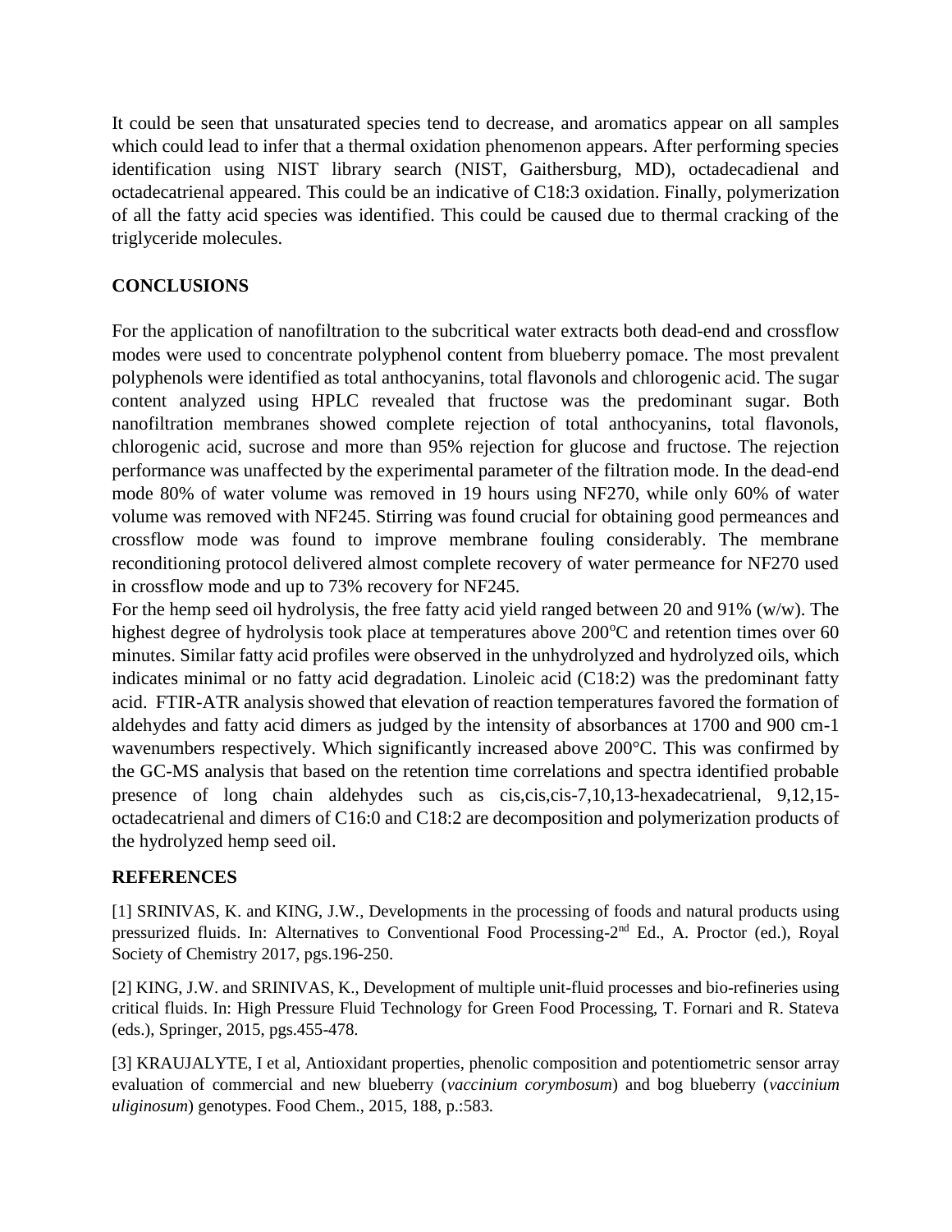It could be seen that unsaturated species tend to decrease, and aromatics appear on all samples which could lead to infer that a thermal oxidation phenomenon appears. After performing species identification using NIST library search (NIST, Gaithersburg, MD), octadecadienal and octadecatrienal appeared. This could be an indicative of C18:3 oxidation. Finally, polymerization of all the fatty acid species was identified. This could be caused due to thermal cracking of the triglyceride molecules.

## CONCLUSIONS

For the application of nanofiltration to the subcritical water extracts both dead-end and crossflow modes were used to concentrate polyphenol content from blueberry pomace. The most prevalent polyphenols were identified as total anthocyanins, total flavonols and chlorogenic acid. The sugar content analyzed using HPLC revealed that fructose was the predominant sugar. Both nanofiltration membranes showed complete rejection of total anthocyanins, total flavonols, chlorogenic acid, sucrose and more than 95% rejection for glucose and fructose. The rejection performance was unaffected by the experimental parameter of the filtration mode. In the dead-end mode 80% of water volume was removed in 19 hours using NF270, while only 60% of water volume was removed with NF245. Stirring was found crucial for obtaining good permeances and crossflow mode was found to improve membrane fouling considerably. The membrane reconditioning protocol delivered almost complete recovery of water permeance for NF270 used in crossflow mode and up to 73% recovery for NF245.

For the hemp seed oil hydrolysis, the free fatty acid yield ranged between 20 and 91% (w/w). The highest degree of hydrolysis took place at temperatures above 200$^{o}$C and retention times over 60 minutes. Similar fatty acid profiles were observed in the unhydrolyzed and hydrolyzed oils, which indicates minimal or no fatty acid degradation. Linoleic acid (C18:2) was the predominant fatty acid. FTIR-ATR analysis showed that elevation of reaction temperatures favored the formation of aldehydes and fatty acid dimers as judged by the intensity of absorbances at 1700 and 900 cm-1 wavenumbers respectively. Which significantly increased above 200°C. This was confirmed by the GC-MS analysis that based on the retention time correlations and spectra identified probable presence of long chain aldehydes such as cis,cis,cis-7,10,13-hexadecatrienal, 9,12,15-octadecatrienal and dimers of C16:0 and C18:2 are decomposition and polymerization products of the hydrolyzed hemp seed oil.

## REFERENCES

[1] SRINIVAS, K. and KING, J.W., Developments in the processing of foods and natural products using pressurized fluids. In: Alternatives to Conventional Food Processing-2$^{nd}$ Ed., A. Proctor (ed.), Royal Society of Chemistry 2017, pgs.196-250.

[2] KING, J.W. and SRINIVAS, K., Development of multiple unit-fluid processes and bio-refineries using critical fluids. In: High Pressure Fluid Technology for Green Food Processing, T. Fornari and R. Stateva (eds.), Springer, 2015, pgs.455-478.

[3] KRAUJALYTE, I et al, Antioxidant properties, phenolic composition and potentiometric sensor array evaluation of commercial and new blueberry (*vaccinium corymbosum*) and bog blueberry (*vaccinium uliginosum*) genotypes. Food Chem., 2015, 188, p.:583.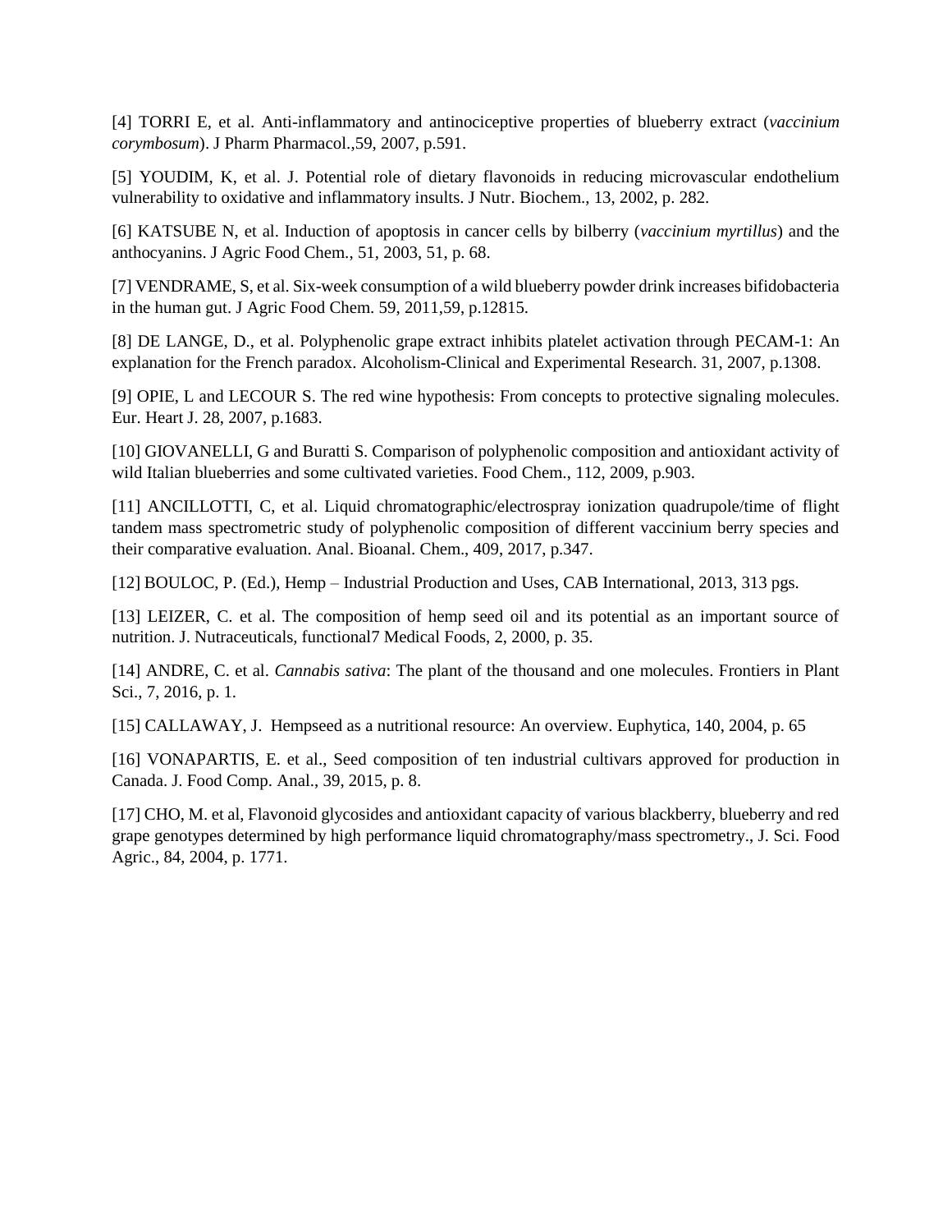[4] TORRI E, et al. Anti-inflammatory and antinociceptive properties of blueberry extract (*vaccinium corymbosum*). J Pharm Pharmacol.,59, 2007, p.591.

[5] YOUDIM, K, et al. J. Potential role of dietary flavonoids in reducing microvascular endothelium vulnerability to oxidative and inflammatory insults. J Nutr. Biochem., 13, 2002, p. 282.

[6] KATSUBE N, et al. Induction of apoptosis in cancer cells by bilberry (*vaccinium myrtillus*) and the anthocyanins. J Agric Food Chem., 51, 2003, 51, p. 68.

[7] VENDRAME, S, et al. Six-week consumption of a wild blueberry powder drink increases bifidobacteria in the human gut. J Agric Food Chem. 59, 2011,59, p.12815.

[8] DE LANGE, D., et al. Polyphenolic grape extract inhibits platelet activation through PECAM-1: An explanation for the French paradox. Alcoholism-Clinical and Experimental Research. 31, 2007, p.1308.

[9] OPIE, L and LECOUR S. The red wine hypothesis: From concepts to protective signaling molecules. Eur. Heart J. 28, 2007, p.1683.

[10] GIOVANELLI, G and Buratti S. Comparison of polyphenolic composition and antioxidant activity of wild Italian blueberries and some cultivated varieties. Food Chem., 112, 2009, p.903.

[11] ANCILLOTTI, C, et al. Liquid chromatographic/electrospray ionization quadrupole/time of flight tandem mass spectrometric study of polyphenolic composition of different vaccinium berry species and their comparative evaluation. Anal. Bioanal. Chem., 409, 2017, p.347.

[12] BOULOC, P. (Ed.), Hemp – Industrial Production and Uses, CAB International, 2013, 313 pgs.

[13] LEIZER, C. et al. The composition of hemp seed oil and its potential as an important source of nutrition. J. Nutraceuticals, functional7 Medical Foods, 2, 2000, p. 35.

[14] ANDRE, C. et al. *Cannabis sativa*: The plant of the thousand and one molecules. Frontiers in Plant Sci., 7, 2016, p. 1.

[15] CALLAWAY, J. Hempseed as a nutritional resource: An overview. Euphytica, 140, 2004, p. 65

[16] VONAPARTIS, E. et al., Seed composition of ten industrial cultivars approved for production in Canada. J. Food Comp. Anal., 39, 2015, p. 8.

[17] CHO, M. et al, Flavonoid glycosides and antioxidant capacity of various blackberry, blueberry and red grape genotypes determined by high performance liquid chromatography/mass spectrometry., J. Sci. Food Agric., 84, 2004, p. 1771.